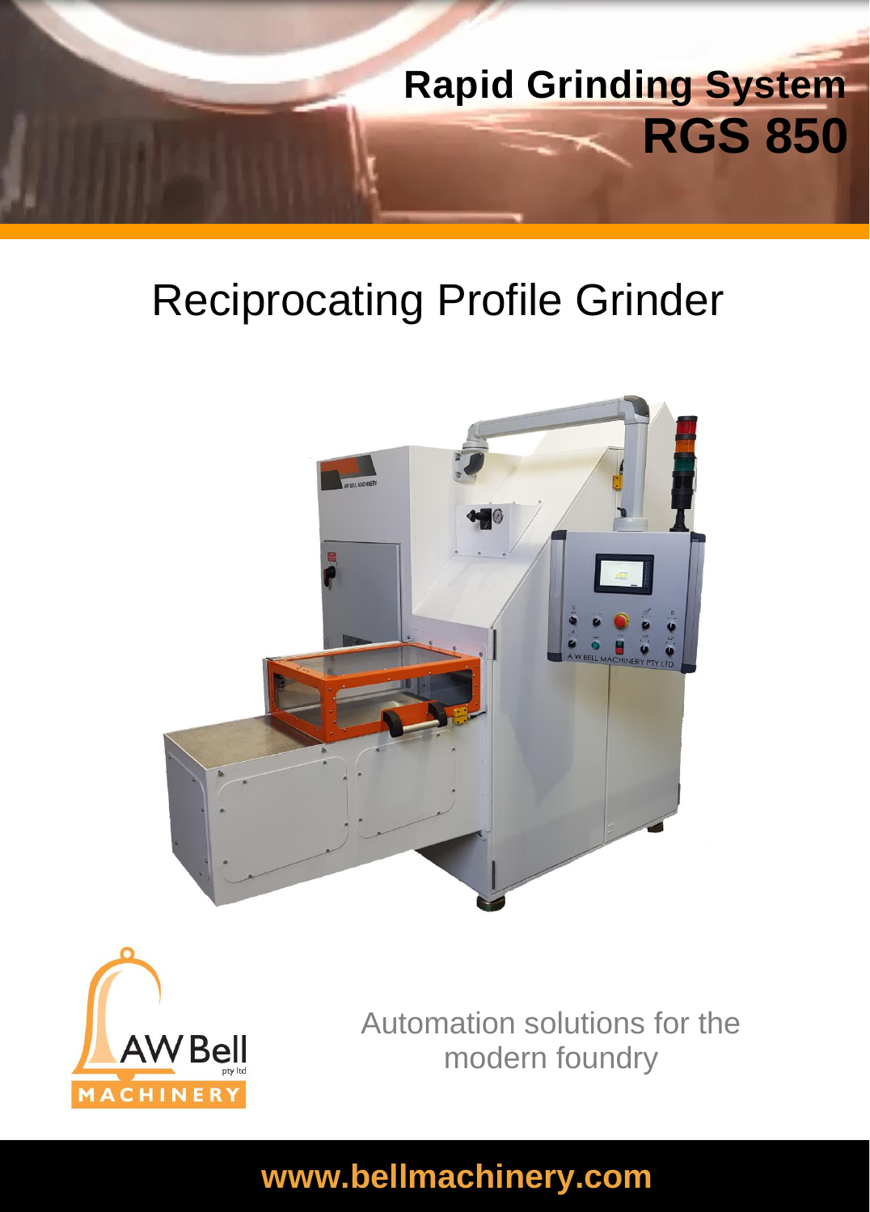# Rapid Grinding System
# RGS 850

## Reciprocating Profile Grinder

Automation solutions for the modern foundry

**www.bellmachinery.com**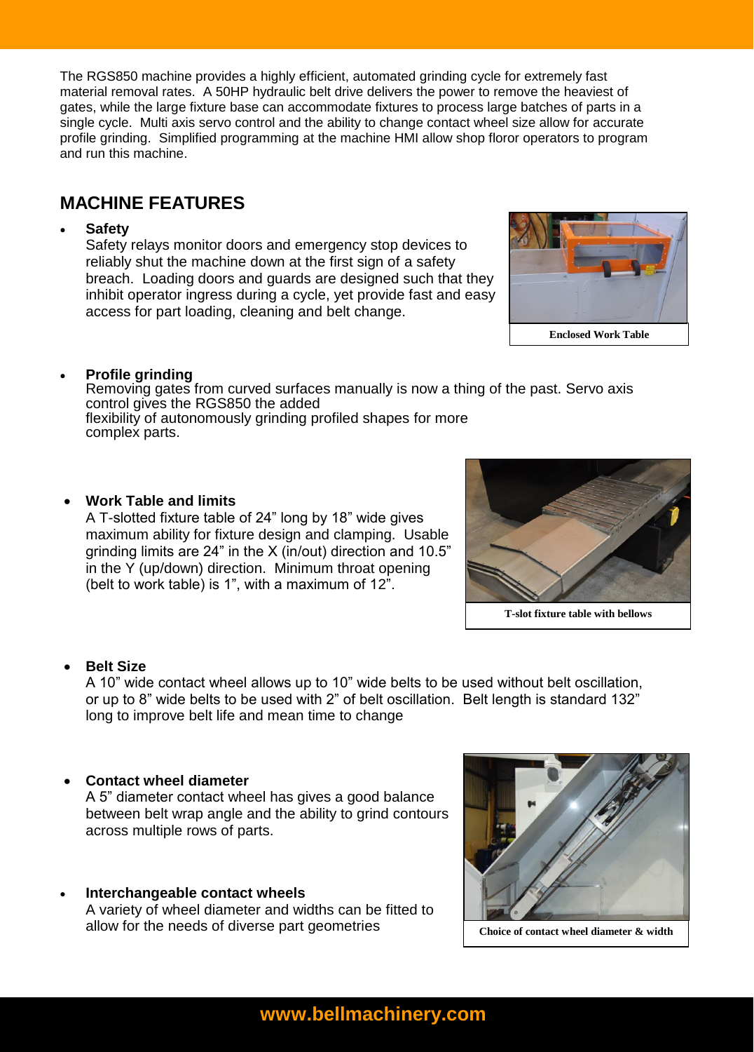The RGS850 machine provides a highly efficient, automated grinding cycle for extremely fast material removal rates. A 50HP hydraulic belt drive delivers the power to remove the heaviest of gates, while the large fixture base can accommodate fixtures to process large batches of parts in a single cycle. Multi axis servo control and the ability to change contact wheel size allow for accurate profile grinding. Simplified programming at the machine HMI allow shop floror operators to program and run this machine.

## MACHINE FEATURES

- **Safety**
  Safety relays monitor doors and emergency stop devices to reliably shut the machine down at the first sign of a safety breach. Loading doors and guards are designed such that they inhibit operator ingress during a cycle, yet provide fast and easy access for part loading, cleaning and belt change.

**Enclosed Work Table**

- **Profile grinding**
  Removing gates from curved surfaces manually is now a thing of the past. Servo axis control gives the RGS850 the added flexibility of autonomously grinding profiled shapes for more complex parts.

- **Work Table and limits**
  A T-slotted fixture table of 24" long by 18" wide gives maximum ability for fixture design and clamping. Usable grinding limits are 24" in the X (in/out) direction and 10.5" in the Y (up/down) direction. Minimum throat opening (belt to work table) is 1", with a maximum of 12".

**T-slot fixture table with bellows**

- **Belt Size**
  A 10" wide contact wheel allows up to 10" wide belts to be used without belt oscillation, or up to 8" wide belts to be used with 2" of belt oscillation. Belt length is standard 132" long to improve belt life and mean time to change

- **Contact wheel diameter**
  A 5" diameter contact wheel has gives a good balance between belt wrap angle and the ability to grind contours across multiple rows of parts.

- **Interchangeable contact wheels**
  A variety of wheel diameter and widths can be fitted to allow for the needs of diverse part geometries

**Choice of contact wheel diameter & width**

**www.bellmachinery.com**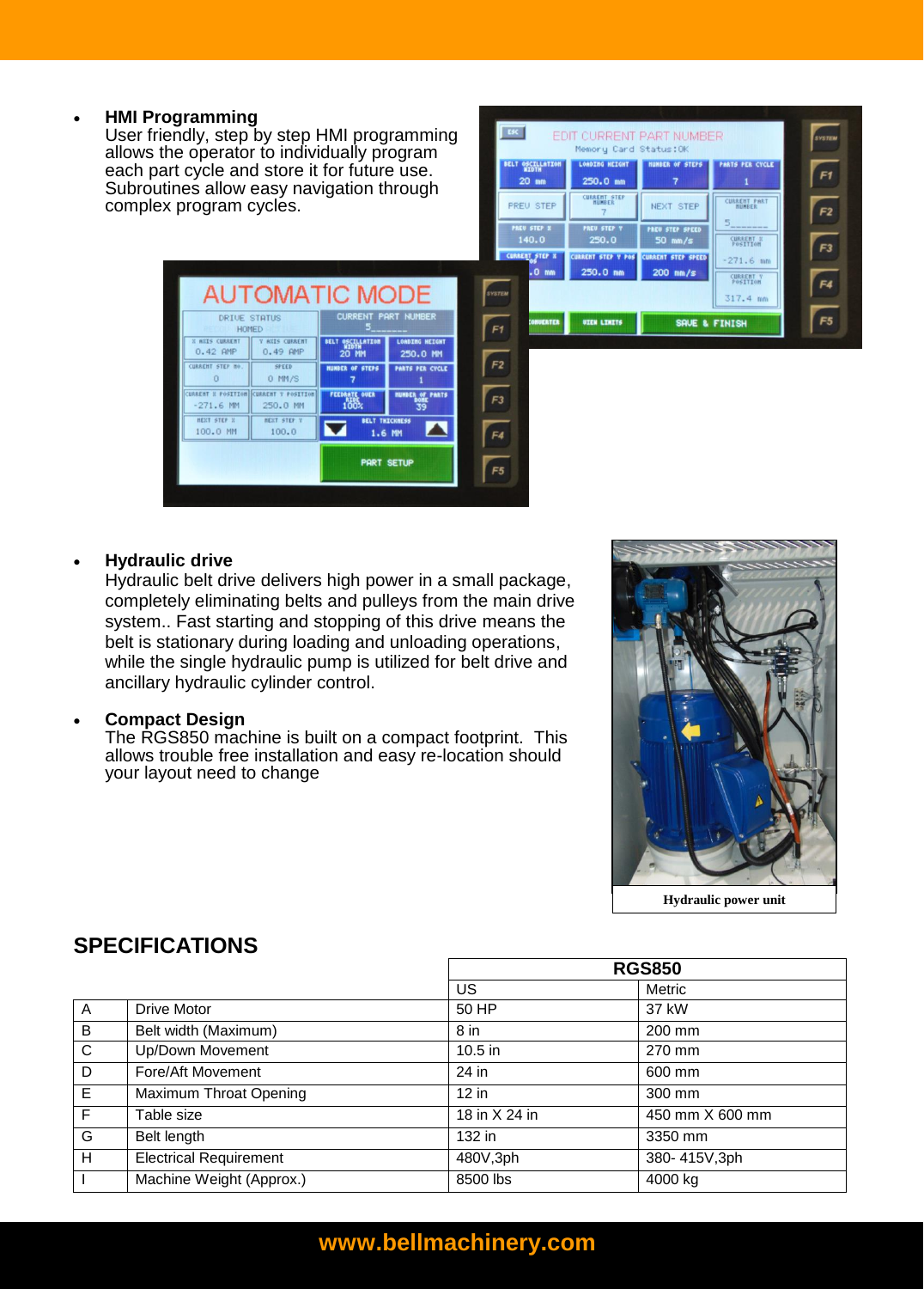- **HMI Programming**
  User friendly, step by step HMI programming allows the operator to individually program each part cycle and store it for future use. Subroutines allow easy navigation through complex program cycles.

- **Hydraulic drive**
  Hydraulic belt drive delivers high power in a small package, completely eliminating belts and pulleys from the main drive system.. Fast starting and stopping of this drive means the belt is stationary during loading and unloading operations, while the single hydraulic pump is utilized for belt drive and ancillary hydraulic cylinder control.

- **Compact Design**
  The RGS850 machine is built on a compact footprint. This allows trouble free installation and easy re-location should your layout need to change

Hydraulic power unit

## SPECIFICATIONS

| | | RGS850 | |
|---|---|---|---|
| | | US | Metric |
| A | Drive Motor | 50 HP | 37 kW |
| B | Belt width (Maximum) | 8 in | 200 mm |
| C | Up/Down Movement | 10.5 in | 270 mm |
| D | Fore/Aft Movement | 24 in | 600 mm |
| E | Maximum Throat Opening | 12 in | 300 mm |
| F | Table size | 18 in X 24 in | 450 mm X 600 mm |
| G | Belt length | 132 in | 3350 mm |
| H | Electrical Requirement | 480V,3ph | 380- 415V,3ph |
| I | Machine Weight (Approx.) | 8500 lbs | 4000 kg |

www.bellmachinery.com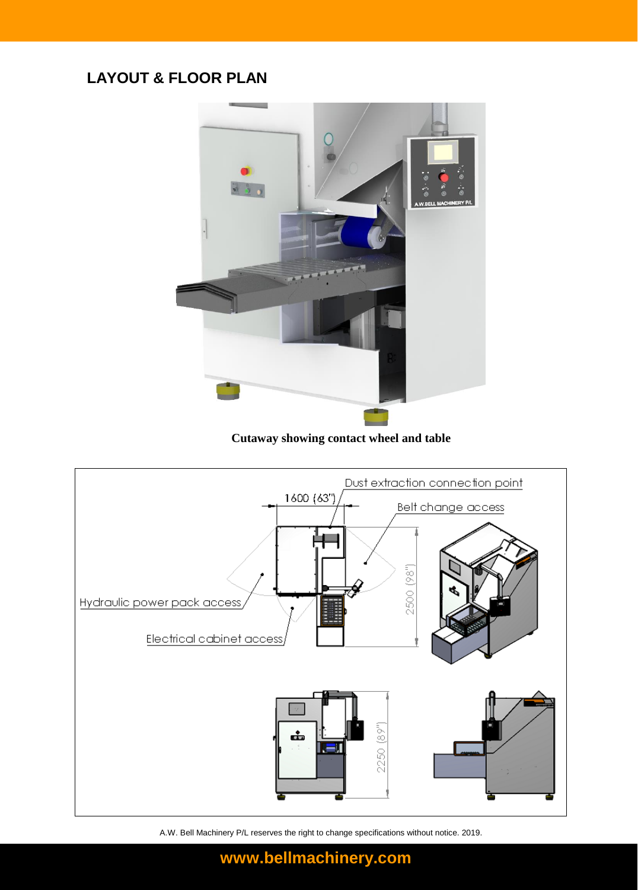## LAYOUT & FLOOR PLAN

Cutaway showing contact wheel and table

Dust extraction connection point

1600 (63")

Belt change access

Hydraulic power pack access

Electrical cabinet access

2500 (98")

2250 (89")

A.W. Bell Machinery P/L reserves the right to change specifications without notice. 2019.

www.bellmachinery.com